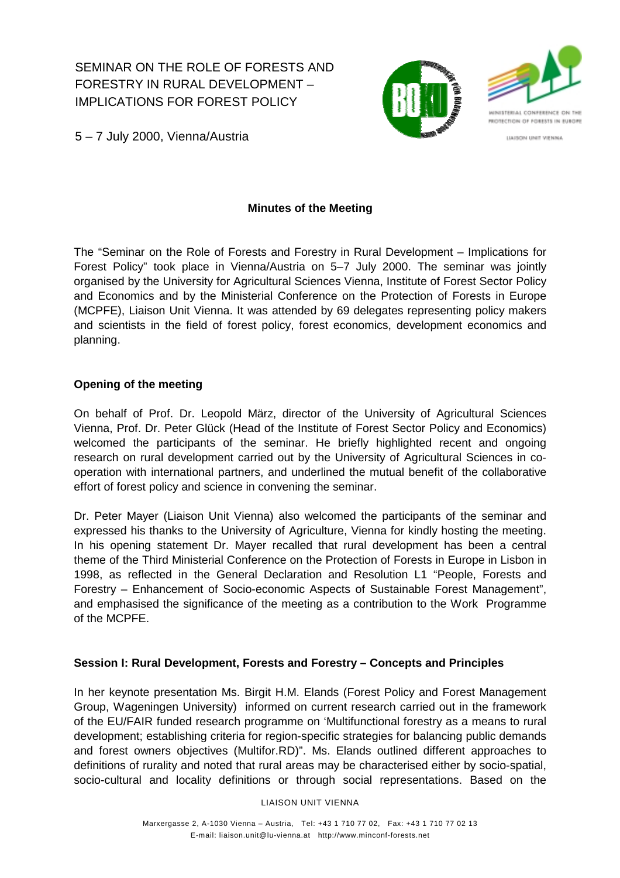# SEMINAR ON THE ROLE OF FORESTS AND FORESTRY IN RURAL DEVELOPMENT – IMPLICATIONS FOR FOREST POLICY

5 – 7 July 2000, Vienna/Austria

**Minutes of the Meeting**

The "Seminar on the Role of Forests and Forestry in Rural Development – Implications for Forest Policy" took place in Vienna/Austria on 5–7 July 2000. The seminar was jointly organised by the University for Agricultural Sciences Vienna, Institute of Forest Sector Policy and Economics and by the Ministerial Conference on the Protection of Forests in Europe (MCPFE), Liaison Unit Vienna. It was attended by 69 delegates representing policy makers and scientists in the field of forest policy, forest economics, development economics and planning.

## Opening of the meeting

On behalf of Prof. Dr. Leopold März, director of the University of Agricultural Sciences Vienna, Prof. Dr. Peter Glück (Head of the Institute of Forest Sector Policy and Economics) welcomed the participants of the seminar. He briefly highlighted recent and ongoing research on rural development carried out by the University of Agricultural Sciences in co-operation with international partners, and underlined the mutual benefit of the collaborative effort of forest policy and science in convening the seminar.

Dr. Peter Mayer (Liaison Unit Vienna) also welcomed the participants of the seminar and expressed his thanks to the University of Agriculture, Vienna for kindly hosting the meeting. In his opening statement Dr. Mayer recalled that rural development has been a central theme of the Third Ministerial Conference on the Protection of Forests in Europe in Lisbon in 1998, as reflected in the General Declaration and Resolution L1 "People, Forests and Forestry – Enhancement of Socio-economic Aspects of Sustainable Forest Management", and emphasised the significance of the meeting as a contribution to the Work Programme of the MCPFE.

## Session I: Rural Development, Forests and Forestry – Concepts and Principles

In her keynote presentation Ms. Birgit H.M. Elands (Forest Policy and Forest Management Group, Wageningen University) informed on current research carried out in the framework of the EU/FAIR funded research programme on 'Multifunctional forestry as a means to rural development; establishing criteria for region-specific strategies for balancing public demands and forest owners objectives (Multifor.RD)". Ms. Elands outlined different approaches to definitions of rurality and noted that rural areas may be characterised either by socio-spatial, socio-cultural and locality definitions or through social representations. Based on the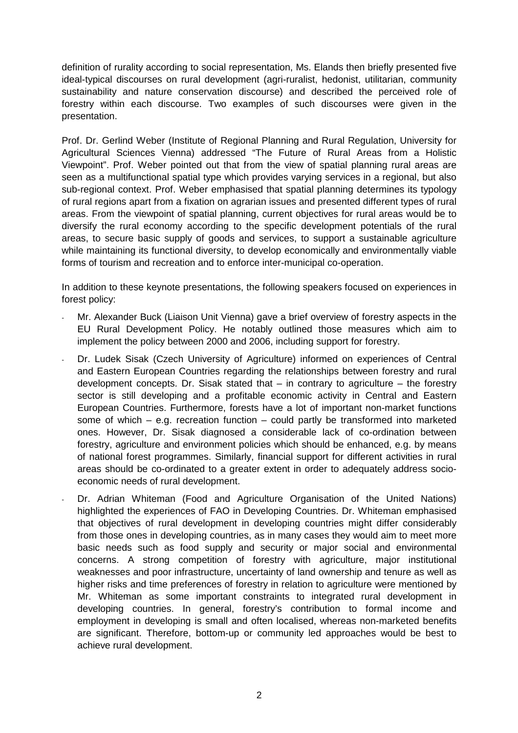definition of rurality according to social representation, Ms. Elands then briefly presented five ideal-typical discourses on rural development (agri-ruralist, hedonist, utilitarian, community sustainability and nature conservation discourse) and described the perceived role of forestry within each discourse. Two examples of such discourses were given in the presentation.

Prof. Dr. Gerlind Weber (Institute of Regional Planning and Rural Regulation, University for Agricultural Sciences Vienna) addressed "The Future of Rural Areas from a Holistic Viewpoint". Prof. Weber pointed out that from the view of spatial planning rural areas are seen as a multifunctional spatial type which provides varying services in a regional, but also sub-regional context. Prof. Weber emphasised that spatial planning determines its typology of rural regions apart from a fixation on agrarian issues and presented different types of rural areas. From the viewpoint of spatial planning, current objectives for rural areas would be to diversify the rural economy according to the specific development potentials of the rural areas, to secure basic supply of goods and services, to support a sustainable agriculture while maintaining its functional diversity, to develop economically and environmentally viable forms of tourism and recreation and to enforce inter-municipal co-operation.

In addition to these keynote presentations, the following speakers focused on experiences in forest policy:

- Mr. Alexander Buck (Liaison Unit Vienna) gave a brief overview of forestry aspects in the EU Rural Development Policy. He notably outlined those measures which aim to implement the policy between 2000 and 2006, including support for forestry.
- Dr. Ludek Sisak (Czech University of Agriculture) informed on experiences of Central and Eastern European Countries regarding the relationships between forestry and rural development concepts. Dr. Sisak stated that – in contrary to agriculture – the forestry sector is still developing and a profitable economic activity in Central and Eastern European Countries. Furthermore, forests have a lot of important non-market functions some of which – e.g. recreation function – could partly be transformed into marketed ones. However, Dr. Sisak diagnosed a considerable lack of co-ordination between forestry, agriculture and environment policies which should be enhanced, e.g. by means of national forest programmes. Similarly, financial support for different activities in rural areas should be co-ordinated to a greater extent in order to adequately address socio-economic needs of rural development.
- Dr. Adrian Whiteman (Food and Agriculture Organisation of the United Nations) highlighted the experiences of FAO in Developing Countries. Dr. Whiteman emphasised that objectives of rural development in developing countries might differ considerably from those ones in developing countries, as in many cases they would aim to meet more basic needs such as food supply and security or major social and environmental concerns. A strong competition of forestry with agriculture, major institutional weaknesses and poor infrastructure, uncertainty of land ownership and tenure as well as higher risks and time preferences of forestry in relation to agriculture were mentioned by Mr. Whiteman as some important constraints to integrated rural development in developing countries. In general, forestry's contribution to formal income and employment in developing is small and often localised, whereas non-marketed benefits are significant. Therefore, bottom-up or community led approaches would be best to achieve rural development.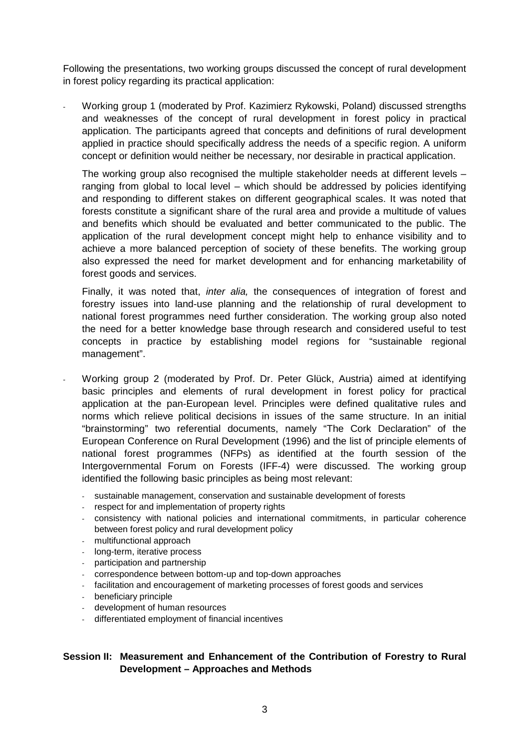Following the presentations, two working groups discussed the concept of rural development in forest policy regarding its practical application:

- Working group 1 (moderated by Prof. Kazimierz Rykowski, Poland) discussed strengths and weaknesses of the concept of rural development in forest policy in practical application. The participants agreed that concepts and definitions of rural development applied in practice should specifically address the needs of a specific region. A uniform concept or definition would neither be necessary, nor desirable in practical application.

  The working group also recognised the multiple stakeholder needs at different levels – ranging from global to local level – which should be addressed by policies identifying and responding to different stakes on different geographical scales. It was noted that forests constitute a significant share of the rural area and provide a multitude of values and benefits which should be evaluated and better communicated to the public. The application of the rural development concept might help to enhance visibility and to achieve a more balanced perception of society of these benefits. The working group also expressed the need for market development and for enhancing marketability of forest goods and services.

  Finally, it was noted that, *inter alia,* the consequences of integration of forest and forestry issues into land-use planning and the relationship of rural development to national forest programmes need further consideration. The working group also noted the need for a better knowledge base through research and considered useful to test concepts in practice by establishing model regions for "sustainable regional management".

- Working group 2 (moderated by Prof. Dr. Peter Glück, Austria) aimed at identifying basic principles and elements of rural development in forest policy for practical application at the pan-European level. Principles were defined qualitative rules and norms which relieve political decisions in issues of the same structure. In an initial "brainstorming" two referential documents, namely "The Cork Declaration" of the European Conference on Rural Development (1996) and the list of principle elements of national forest programmes (NFPs) as identified at the fourth session of the Intergovernmental Forum on Forests (IFF-4) were discussed. The working group identified the following basic principles as being most relevant:

  - sustainable management, conservation and sustainable development of forests
  - respect for and implementation of property rights
  - consistency with national policies and international commitments, in particular coherence between forest policy and rural development policy
  - multifunctional approach
  - long-term, iterative process
  - participation and partnership
  - correspondence between bottom-up and top-down approaches
  - facilitation and encouragement of marketing processes of forest goods and services
  - beneficiary principle
  - development of human resources
  - differentiated employment of financial incentives

## Session II: Measurement and Enhancement of the Contribution of Forestry to Rural Development – Approaches and Methods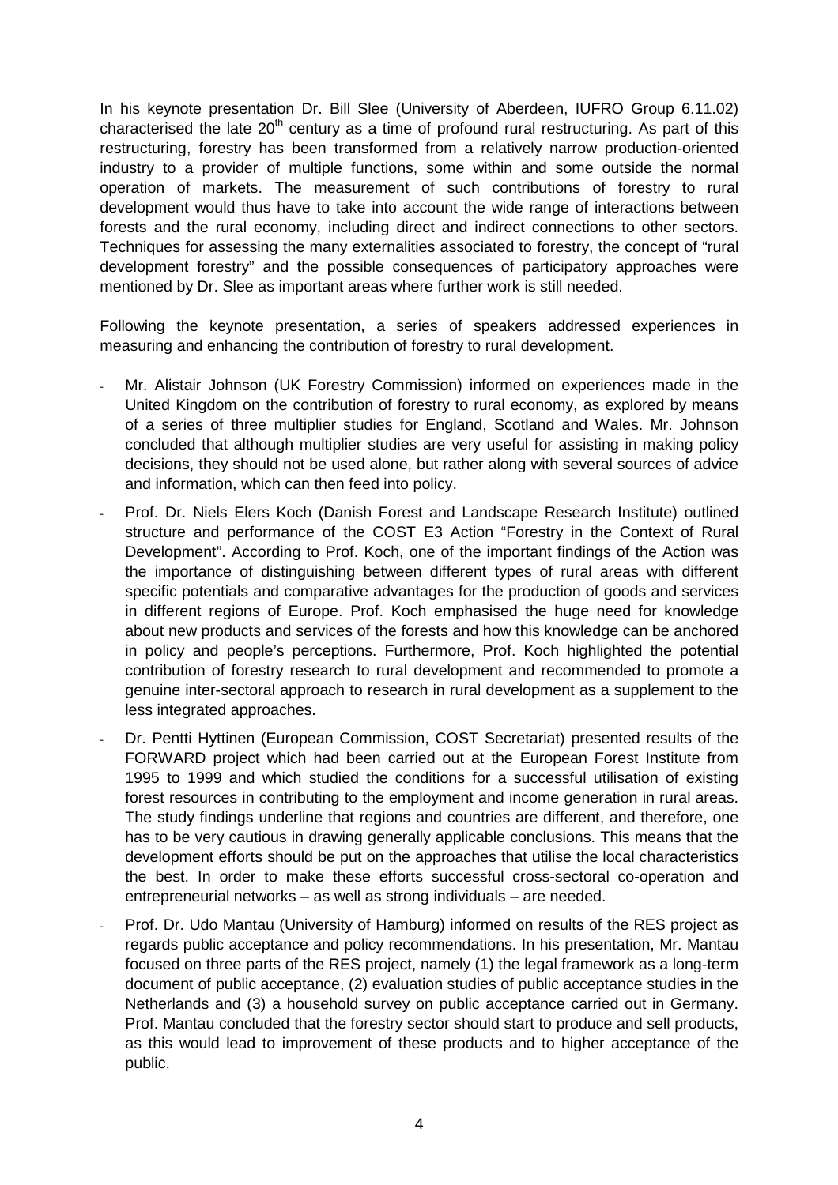In his keynote presentation Dr. Bill Slee (University of Aberdeen, IUFRO Group 6.11.02) characterised the late 20th century as a time of profound rural restructuring. As part of this restructuring, forestry has been transformed from a relatively narrow production-oriented industry to a provider of multiple functions, some within and some outside the normal operation of markets. The measurement of such contributions of forestry to rural development would thus have to take into account the wide range of interactions between forests and the rural economy, including direct and indirect connections to other sectors. Techniques for assessing the many externalities associated to forestry, the concept of "rural development forestry" and the possible consequences of participatory approaches were mentioned by Dr. Slee as important areas where further work is still needed.

Following the keynote presentation, a series of speakers addressed experiences in measuring and enhancing the contribution of forestry to rural development.

- Mr. Alistair Johnson (UK Forestry Commission) informed on experiences made in the United Kingdom on the contribution of forestry to rural economy, as explored by means of a series of three multiplier studies for England, Scotland and Wales. Mr. Johnson concluded that although multiplier studies are very useful for assisting in making policy decisions, they should not be used alone, but rather along with several sources of advice and information, which can then feed into policy.
- Prof. Dr. Niels Elers Koch (Danish Forest and Landscape Research Institute) outlined structure and performance of the COST E3 Action "Forestry in the Context of Rural Development". According to Prof. Koch, one of the important findings of the Action was the importance of distinguishing between different types of rural areas with different specific potentials and comparative advantages for the production of goods and services in different regions of Europe. Prof. Koch emphasised the huge need for knowledge about new products and services of the forests and how this knowledge can be anchored in policy and people's perceptions. Furthermore, Prof. Koch highlighted the potential contribution of forestry research to rural development and recommended to promote a genuine inter-sectoral approach to research in rural development as a supplement to the less integrated approaches.
- Dr. Pentti Hyttinen (European Commission, COST Secretariat) presented results of the FORWARD project which had been carried out at the European Forest Institute from 1995 to 1999 and which studied the conditions for a successful utilisation of existing forest resources in contributing to the employment and income generation in rural areas. The study findings underline that regions and countries are different, and therefore, one has to be very cautious in drawing generally applicable conclusions. This means that the development efforts should be put on the approaches that utilise the local characteristics the best. In order to make these efforts successful cross-sectoral co-operation and entrepreneurial networks – as well as strong individuals – are needed.
- Prof. Dr. Udo Mantau (University of Hamburg) informed on results of the RES project as regards public acceptance and policy recommendations. In his presentation, Mr. Mantau focused on three parts of the RES project, namely (1) the legal framework as a long-term document of public acceptance, (2) evaluation studies of public acceptance studies in the Netherlands and (3) a household survey on public acceptance carried out in Germany. Prof. Mantau concluded that the forestry sector should start to produce and sell products, as this would lead to improvement of these products and to higher acceptance of the public.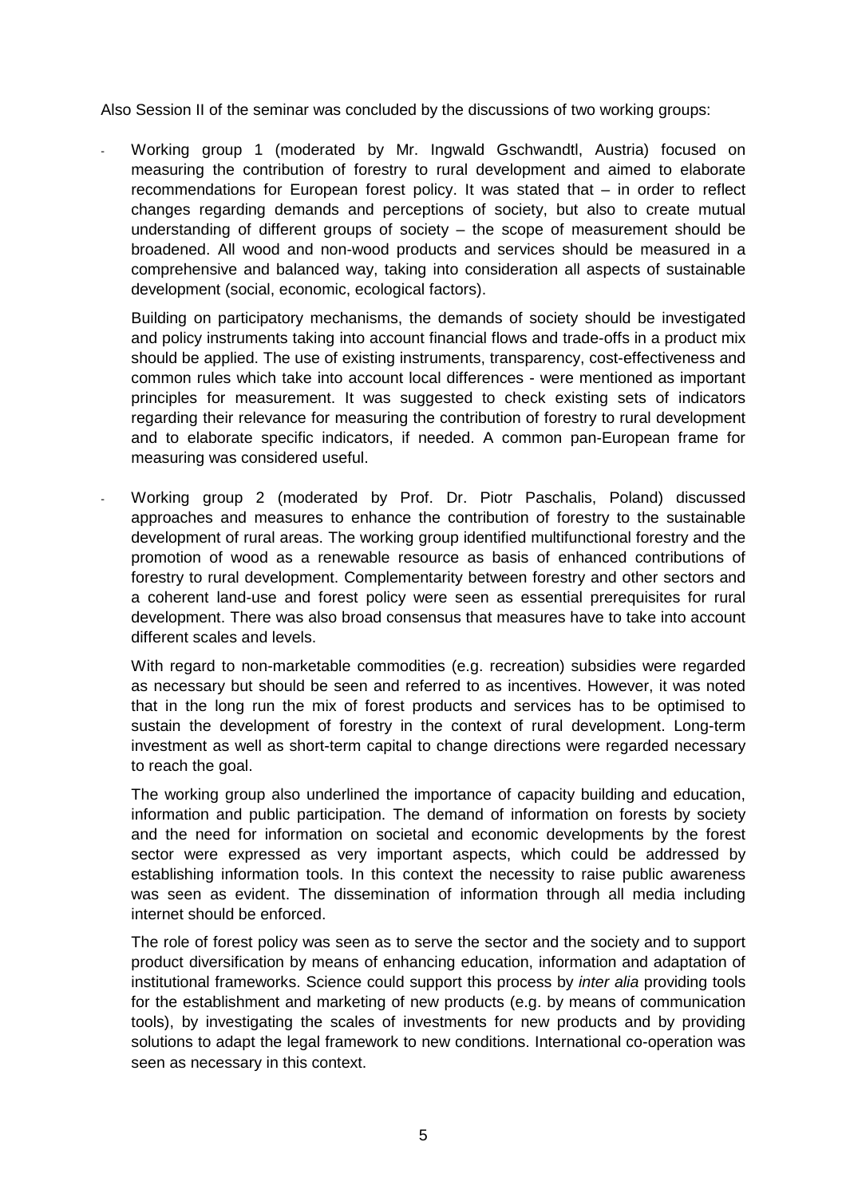Also Session II of the seminar was concluded by the discussions of two working groups:

- Working group 1 (moderated by Mr. Ingwald Gschwandtl, Austria) focused on measuring the contribution of forestry to rural development and aimed to elaborate recommendations for European forest policy. It was stated that – in order to reflect changes regarding demands and perceptions of society, but also to create mutual understanding of different groups of society – the scope of measurement should be broadened. All wood and non-wood products and services should be measured in a comprehensive and balanced way, taking into consideration all aspects of sustainable development (social, economic, ecological factors).

  Building on participatory mechanisms, the demands of society should be investigated and policy instruments taking into account financial flows and trade-offs in a product mix should be applied. The use of existing instruments, transparency, cost-effectiveness and common rules which take into account local differences - were mentioned as important principles for measurement. It was suggested to check existing sets of indicators regarding their relevance for measuring the contribution of forestry to rural development and to elaborate specific indicators, if needed. A common pan-European frame for measuring was considered useful.

- Working group 2 (moderated by Prof. Dr. Piotr Paschalis, Poland) discussed approaches and measures to enhance the contribution of forestry to the sustainable development of rural areas. The working group identified multifunctional forestry and the promotion of wood as a renewable resource as basis of enhanced contributions of forestry to rural development. Complementarity between forestry and other sectors and a coherent land-use and forest policy were seen as essential prerequisites for rural development. There was also broad consensus that measures have to take into account different scales and levels.

  With regard to non-marketable commodities (e.g. recreation) subsidies were regarded as necessary but should be seen and referred to as incentives. However, it was noted that in the long run the mix of forest products and services has to be optimised to sustain the development of forestry in the context of rural development. Long-term investment as well as short-term capital to change directions were regarded necessary to reach the goal.

  The working group also underlined the importance of capacity building and education, information and public participation. The demand of information on forests by society and the need for information on societal and economic developments by the forest sector were expressed as very important aspects, which could be addressed by establishing information tools. In this context the necessity to raise public awareness was seen as evident. The dissemination of information through all media including internet should be enforced.

  The role of forest policy was seen as to serve the sector and the society and to support product diversification by means of enhancing education, information and adaptation of institutional frameworks. Science could support this process by *inter alia* providing tools for the establishment and marketing of new products (e.g. by means of communication tools), by investigating the scales of investments for new products and by providing solutions to adapt the legal framework to new conditions. International co-operation was seen as necessary in this context.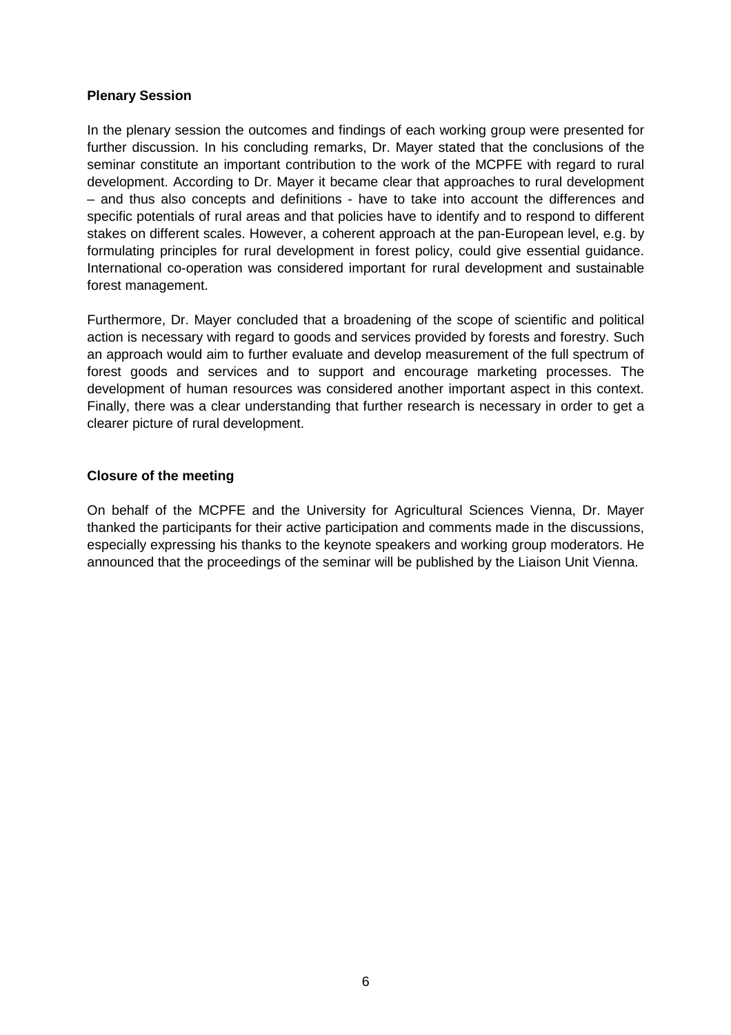**Plenary Session**

In the plenary session the outcomes and findings of each working group were presented for further discussion. In his concluding remarks, Dr. Mayer stated that the conclusions of the seminar constitute an important contribution to the work of the MCPFE with regard to rural development. According to Dr. Mayer it became clear that approaches to rural development – and thus also concepts and definitions - have to take into account the differences and specific potentials of rural areas and that policies have to identify and to respond to different stakes on different scales. However, a coherent approach at the pan-European level, e.g. by formulating principles for rural development in forest policy, could give essential guidance. International co-operation was considered important for rural development and sustainable forest management.

Furthermore, Dr. Mayer concluded that a broadening of the scope of scientific and political action is necessary with regard to goods and services provided by forests and forestry. Such an approach would aim to further evaluate and develop measurement of the full spectrum of forest goods and services and to support and encourage marketing processes. The development of human resources was considered another important aspect in this context. Finally, there was a clear understanding that further research is necessary in order to get a clearer picture of rural development.

**Closure of the meeting**

On behalf of the MCPFE and the University for Agricultural Sciences Vienna, Dr. Mayer thanked the participants for their active participation and comments made in the discussions, especially expressing his thanks to the keynote speakers and working group moderators. He announced that the proceedings of the seminar will be published by the Liaison Unit Vienna.